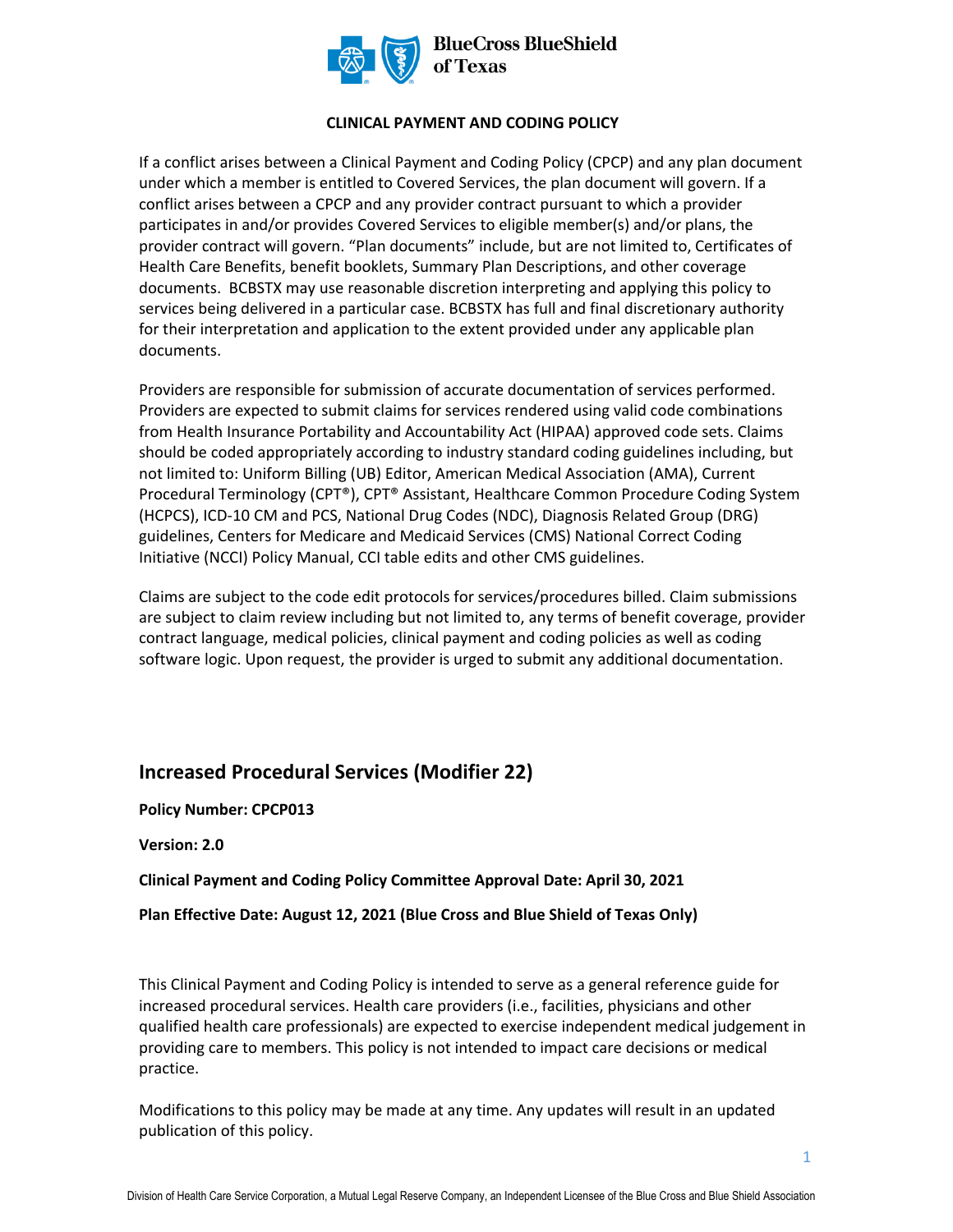BlueCross BlueShield of Texas

**CLINICAL PAYMENT AND CODING POLICY**

If a conflict arises between a Clinical Payment and Coding Policy (CPCP) and any plan document under which a member is entitled to Covered Services, the plan document will govern. If a conflict arises between a CPCP and any provider contract pursuant to which a provider participates in and/or provides Covered Services to eligible member(s) and/or plans, the provider contract will govern. "Plan documents" include, but are not limited to, Certificates of Health Care Benefits, benefit booklets, Summary Plan Descriptions, and other coverage documents. BCBSTX may use reasonable discretion interpreting and applying this policy to services being delivered in a particular case. BCBSTX has full and final discretionary authority for their interpretation and application to the extent provided under any applicable plan documents.

Providers are responsible for submission of accurate documentation of services performed. Providers are expected to submit claims for services rendered using valid code combinations from Health Insurance Portability and Accountability Act (HIPAA) approved code sets. Claims should be coded appropriately according to industry standard coding guidelines including, but not limited to: Uniform Billing (UB) Editor, American Medical Association (AMA), Current Procedural Terminology (CPT®), CPT® Assistant, Healthcare Common Procedure Coding System (HCPCS), ICD-10 CM and PCS, National Drug Codes (NDC), Diagnosis Related Group (DRG) guidelines, Centers for Medicare and Medicaid Services (CMS) National Correct Coding Initiative (NCCI) Policy Manual, CCI table edits and other CMS guidelines.

Claims are subject to the code edit protocols for services/procedures billed. Claim submissions are subject to claim review including but not limited to, any terms of benefit coverage, provider contract language, medical policies, clinical payment and coding policies as well as coding software logic. Upon request, the provider is urged to submit any additional documentation.

## Increased Procedural Services (Modifier 22)

**Policy Number: CPCP013**

**Version: 2.0**

**Clinical Payment and Coding Policy Committee Approval Date: April 30, 2021**

**Plan Effective Date: August 12, 2021 (Blue Cross and Blue Shield of Texas Only)**

This Clinical Payment and Coding Policy is intended to serve as a general reference guide for increased procedural services. Health care providers (i.e., facilities, physicians and other qualified health care professionals) are expected to exercise independent medical judgement in providing care to members. This policy is not intended to impact care decisions or medical practice.

Modifications to this policy may be made at any time. Any updates will result in an updated publication of this policy.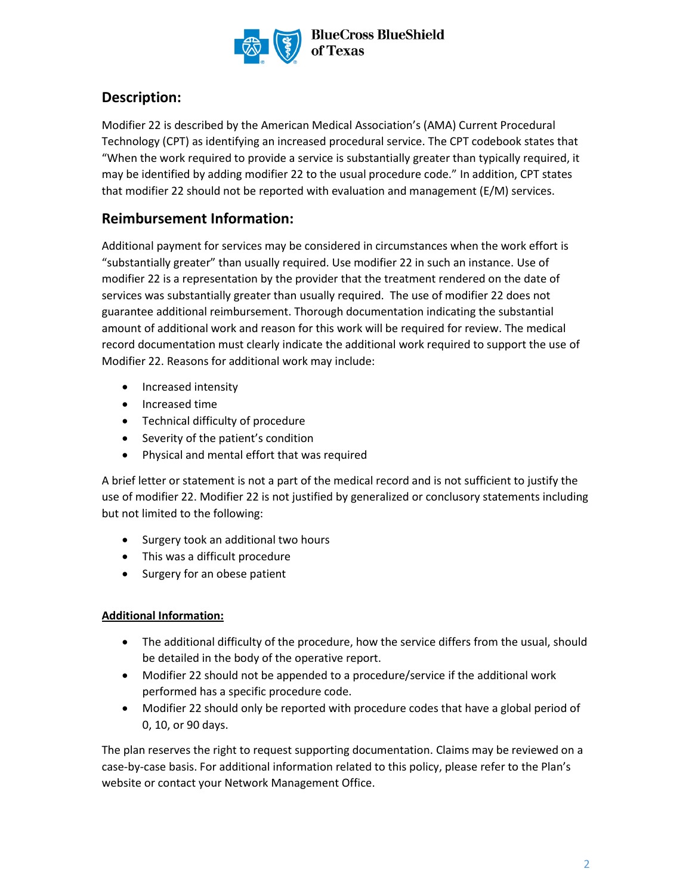## Description:

Modifier 22 is described by the American Medical Association's (AMA) Current Procedural Technology (CPT) as identifying an increased procedural service. The CPT codebook states that "When the work required to provide a service is substantially greater than typically required, it may be identified by adding modifier 22 to the usual procedure code." In addition, CPT states that modifier 22 should not be reported with evaluation and management (E/M) services.

## Reimbursement Information:

Additional payment for services may be considered in circumstances when the work effort is "substantially greater" than usually required. Use modifier 22 in such an instance. Use of modifier 22 is a representation by the provider that the treatment rendered on the date of services was substantially greater than usually required. The use of modifier 22 does not guarantee additional reimbursement. Thorough documentation indicating the substantial amount of additional work and reason for this work will be required for review. The medical record documentation must clearly indicate the additional work required to support the use of Modifier 22. Reasons for additional work may include:

- Increased intensity
- Increased time
- Technical difficulty of procedure
- Severity of the patient's condition
- Physical and mental effort that was required

A brief letter or statement is not a part of the medical record and is not sufficient to justify the use of modifier 22. Modifier 22 is not justified by generalized or conclusory statements including but not limited to the following:

- Surgery took an additional two hours
- This was a difficult procedure
- Surgery for an obese patient

**Additional Information:**

- The additional difficulty of the procedure, how the service differs from the usual, should be detailed in the body of the operative report.
- Modifier 22 should not be appended to a procedure/service if the additional work performed has a specific procedure code.
- Modifier 22 should only be reported with procedure codes that have a global period of 0, 10, or 90 days.

The plan reserves the right to request supporting documentation. Claims may be reviewed on a case-by-case basis. For additional information related to this policy, please refer to the Plan's website or contact your Network Management Office.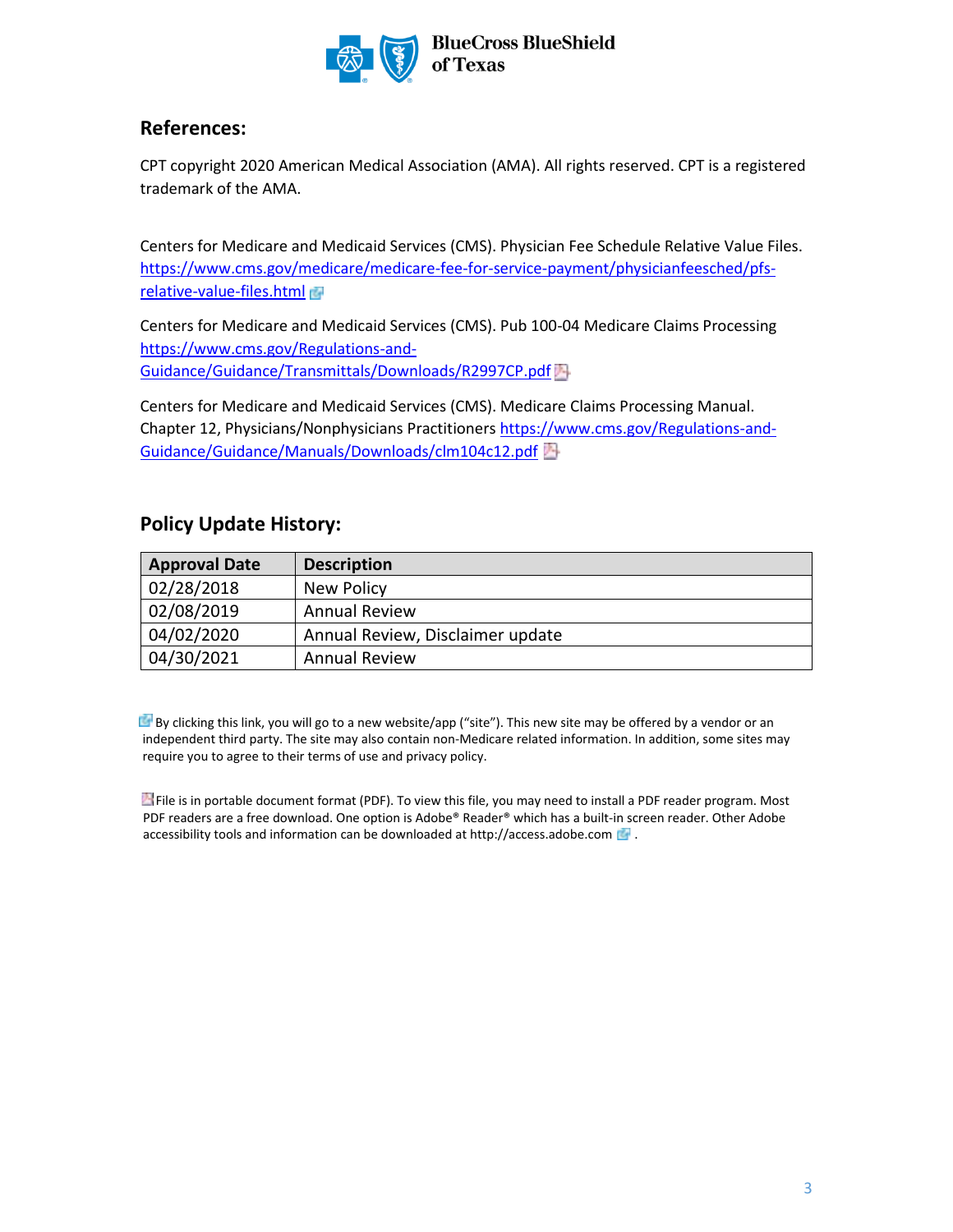## References:

CPT copyright 2020 American Medical Association (AMA). All rights reserved. CPT is a registered trademark of the AMA.

Centers for Medicare and Medicaid Services (CMS). Physician Fee Schedule Relative Value Files. https://www.cms.gov/medicare/medicare-fee-for-service-payment/physicianfeesched/pfs-relative-value-files.html

Centers for Medicare and Medicaid Services (CMS). Pub 100-04 Medicare Claims Processing https://www.cms.gov/Regulations-and-Guidance/Guidance/Transmittals/Downloads/R2997CP.pdf

Centers for Medicare and Medicaid Services (CMS). Medicare Claims Processing Manual. Chapter 12, Physicians/Nonphysicians Practitioners https://www.cms.gov/Regulations-and-Guidance/Guidance/Manuals/Downloads/clm104c12.pdf

## Policy Update History:

| Approval Date | Description |
|---|---|
| 02/28/2018 | New Policy |
| 02/08/2019 | Annual Review |
| 04/02/2020 | Annual Review, Disclaimer update |
| 04/30/2021 | Annual Review |

By clicking this link, you will go to a new website/app ("site"). This new site may be offered by a vendor or an independent third party. The site may also contain non-Medicare related information. In addition, some sites may require you to agree to their terms of use and privacy policy.

File is in portable document format (PDF). To view this file, you may need to install a PDF reader program. Most PDF readers are a free download. One option is Adobe® Reader® which has a built-in screen reader. Other Adobe accessibility tools and information can be downloaded at http://access.adobe.com .